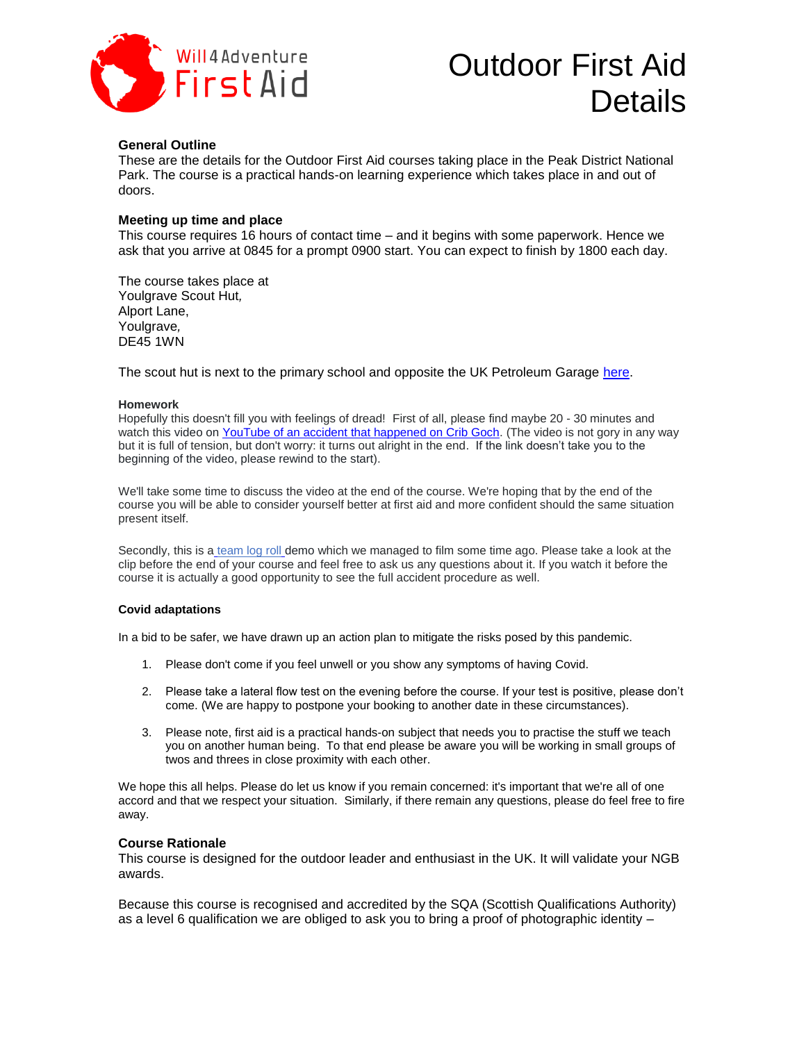Will4Adventure First Aid

# Outdoor First Aid Details

**General Outline**

These are the details for the Outdoor First Aid courses taking place in the Peak District National Park. The course is a practical hands-on learning experience which takes place in and out of doors.

**Meeting up time and place**

This course requires 16 hours of contact time – and it begins with some paperwork. Hence we ask that you arrive at 0845 for a prompt 0900 start. You can expect to finish by 1800 each day.

The course takes place at
Youlgrave Scout Hut,
Alport Lane,
Youlgrave,
DE45 1WN

The scout hut is next to the primary school and opposite the UK Petroleum Garage here.

**Homework**

Hopefully this doesn't fill you with feelings of dread! First of all, please find maybe 20 - 30 minutes and watch this video on YouTube of an accident that happened on Crib Goch. (The video is not gory in any way but it is full of tension, but don't worry: it turns out alright in the end. If the link doesn't take you to the beginning of the video, please rewind to the start).

We'll take some time to discuss the video at the end of the course. We're hoping that by the end of the course you will be able to consider yourself better at first aid and more confident should the same situation present itself.

Secondly, this is a team log roll demo which we managed to film some time ago. Please take a look at the clip before the end of your course and feel free to ask us any questions about it. If you watch it before the course it is actually a good opportunity to see the full accident procedure as well.

**Covid adaptations**

In a bid to be safer, we have drawn up an action plan to mitigate the risks posed by this pandemic.

1. Please don't come if you feel unwell or you show any symptoms of having Covid.
2. Please take a lateral flow test on the evening before the course. If your test is positive, please don't come. (We are happy to postpone your booking to another date in these circumstances).
3. Please note, first aid is a practical hands-on subject that needs you to practise the stuff we teach you on another human being. To that end please be aware you will be working in small groups of twos and threes in close proximity with each other.

We hope this all helps. Please do let us know if you remain concerned: it's important that we're all of one accord and that we respect your situation. Similarly, if there remain any questions, please do feel free to fire away.

**Course Rationale**

This course is designed for the outdoor leader and enthusiast in the UK. It will validate your NGB awards.

Because this course is recognised and accredited by the SQA (Scottish Qualifications Authority) as a level 6 qualification we are obliged to ask you to bring a proof of photographic identity –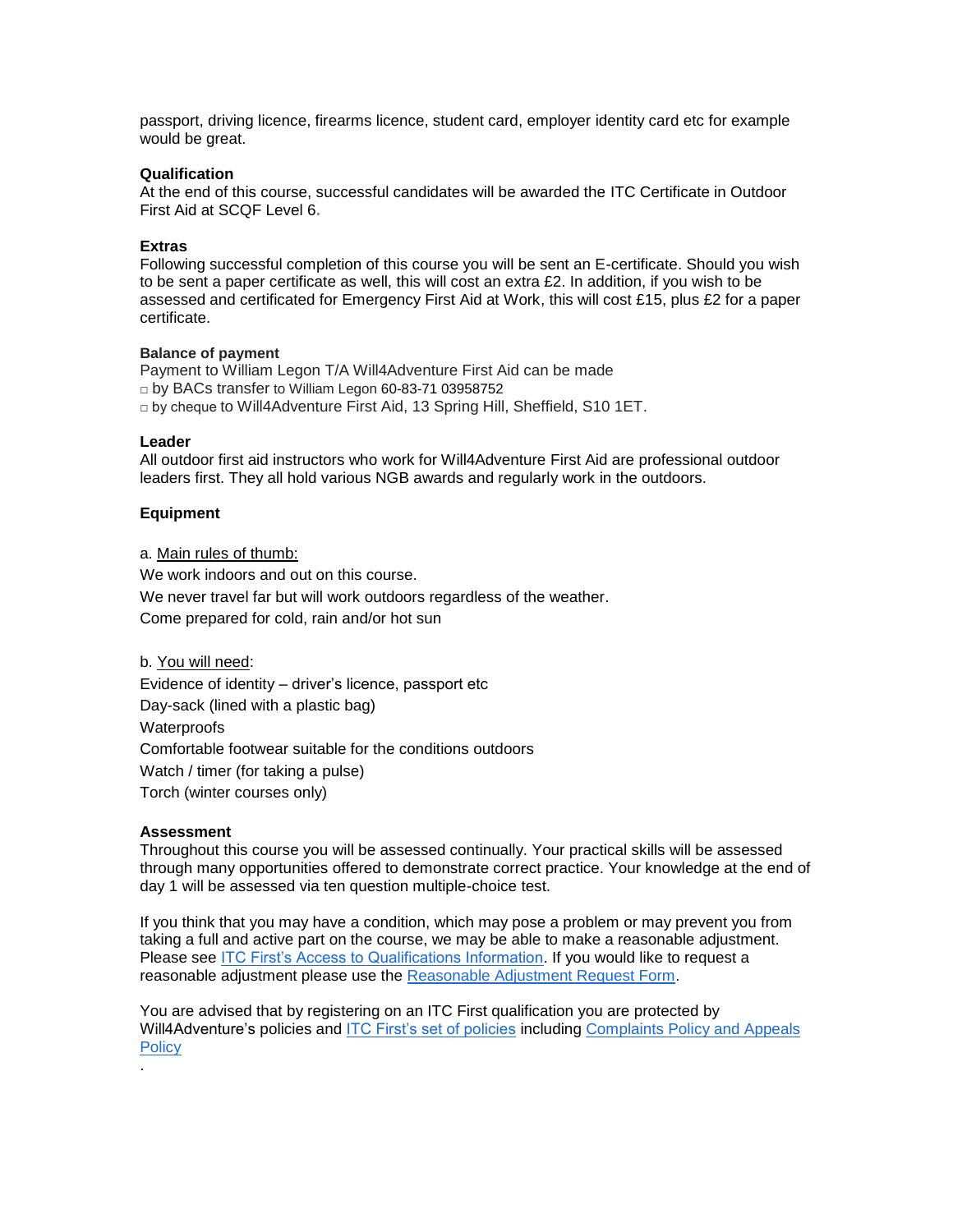passport, driving licence, firearms licence, student card, employer identity card etc for example would be great.

**Qualification**
At the end of this course, successful candidates will be awarded the ITC Certificate in Outdoor First Aid at SCQF Level 6.

**Extras**
Following successful completion of this course you will be sent an E-certificate. Should you wish to be sent a paper certificate as well, this will cost an extra £2. In addition, if you wish to be assessed and certificated for Emergency First Aid at Work, this will cost £15, plus £2 for a paper certificate.

**Balance of payment**
Payment to William Legon T/A Will4Adventure First Aid can be made

- by BACs transfer to William Legon 60-83-71 03958752
- by cheque to Will4Adventure First Aid, 13 Spring Hill, Sheffield, S10 1ET.

**Leader**
All outdoor first aid instructors who work for Will4Adventure First Aid are professional outdoor leaders first. They all hold various NGB awards and regularly work in the outdoors.

**Equipment**

a. Main rules of thumb:

We work indoors and out on this course.

We never travel far but will work outdoors regardless of the weather.

Come prepared for cold, rain and/or hot sun

b. You will need:

Evidence of identity – driver's licence, passport etc

Day-sack (lined with a plastic bag)

Waterproofs

Comfortable footwear suitable for the conditions outdoors

Watch / timer (for taking a pulse)

Torch (winter courses only)

**Assessment**
Throughout this course you will be assessed continually. Your practical skills will be assessed through many opportunities offered to demonstrate correct practice. Your knowledge at the end of day 1 will be assessed via ten question multiple-choice test.

If you think that you may have a condition, which may pose a problem or may prevent you from taking a full and active part on the course, we may be able to make a reasonable adjustment. Please see ITC First's Access to Qualifications Information. If you would like to request a reasonable adjustment please use the Reasonable Adjustment Request Form.

You are advised that by registering on an ITC First qualification you are protected by Will4Adventure's policies and ITC First's set of policies including Complaints Policy and Appeals Policy

.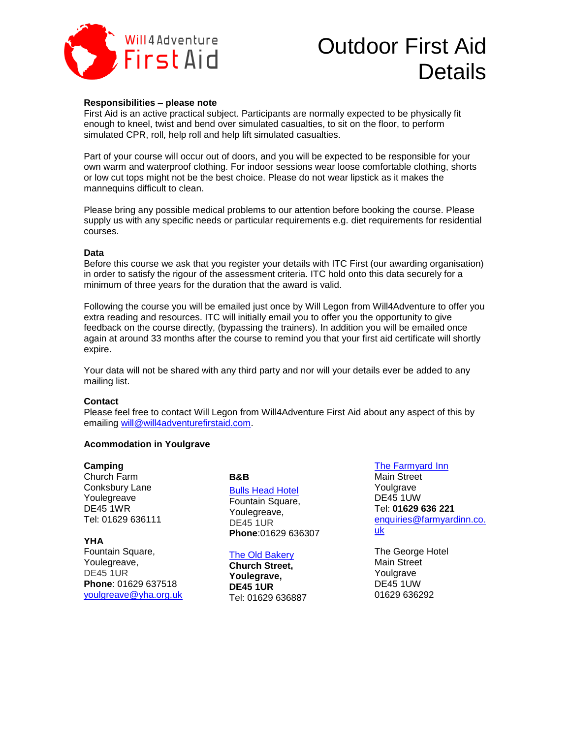Will 4 Adventure First Aid

# Outdoor First Aid Details

**Responsibilities – please note**
First Aid is an active practical subject. Participants are normally expected to be physically fit enough to kneel, twist and bend over simulated casualties, to sit on the floor, to perform simulated CPR, roll, help roll and help lift simulated casualties.

Part of your course will occur out of doors, and you will be expected to be responsible for your own warm and waterproof clothing. For indoor sessions wear loose comfortable clothing, shorts or low cut tops might not be the best choice. Please do not wear lipstick as it makes the mannequins difficult to clean.

Please bring any possible medical problems to our attention before booking the course. Please supply us with any specific needs or particular requirements e.g. diet requirements for residential courses.

**Data**
Before this course we ask that you register your details with ITC First (our awarding organisation) in order to satisfy the rigour of the assessment criteria. ITC hold onto this data securely for a minimum of three years for the duration that the award is valid.

Following the course you will be emailed just once by Will Legon from Will4Adventure to offer you extra reading and resources. ITC will initially email you to offer you the opportunity to give feedback on the course directly, (bypassing the trainers). In addition you will be emailed once again at around 33 months after the course to remind you that your first aid certificate will shortly expire.

Your data will not be shared with any third party and nor will your details ever be added to any mailing list.

**Contact**
Please feel free to contact Will Legon from Will4Adventure First Aid about any aspect of this by emailing will@will4adventurefirstaid.com.

**Acommodation in Youlgrave**

**Camping**
Church Farm
Conksbury Lane
Youlegreave
DE45 1WR
Tel: 01629 636111

**YHA**
Fountain Square,
Youlegreave,
DE45 1UR
**Phone**: 01629 637518
youlgreave@yha.org.uk

**B&B**

Bulls Head Hotel
Fountain Square,
Youlegreave,
DE45 1UR
**Phone**:01629 636307

The Old Bakery
**Church Street,**
**Youlegrave,**
**DE45 1UR**
Tel: 01629 636887

The Farmyard Inn
Main Street
Youlgrave
DE45 1UW
Tel: **01629 636 221**
enquiries@farmyardinn.co.uk

The George Hotel
Main Street
Youlgrave
DE45 1UW
01629 636292